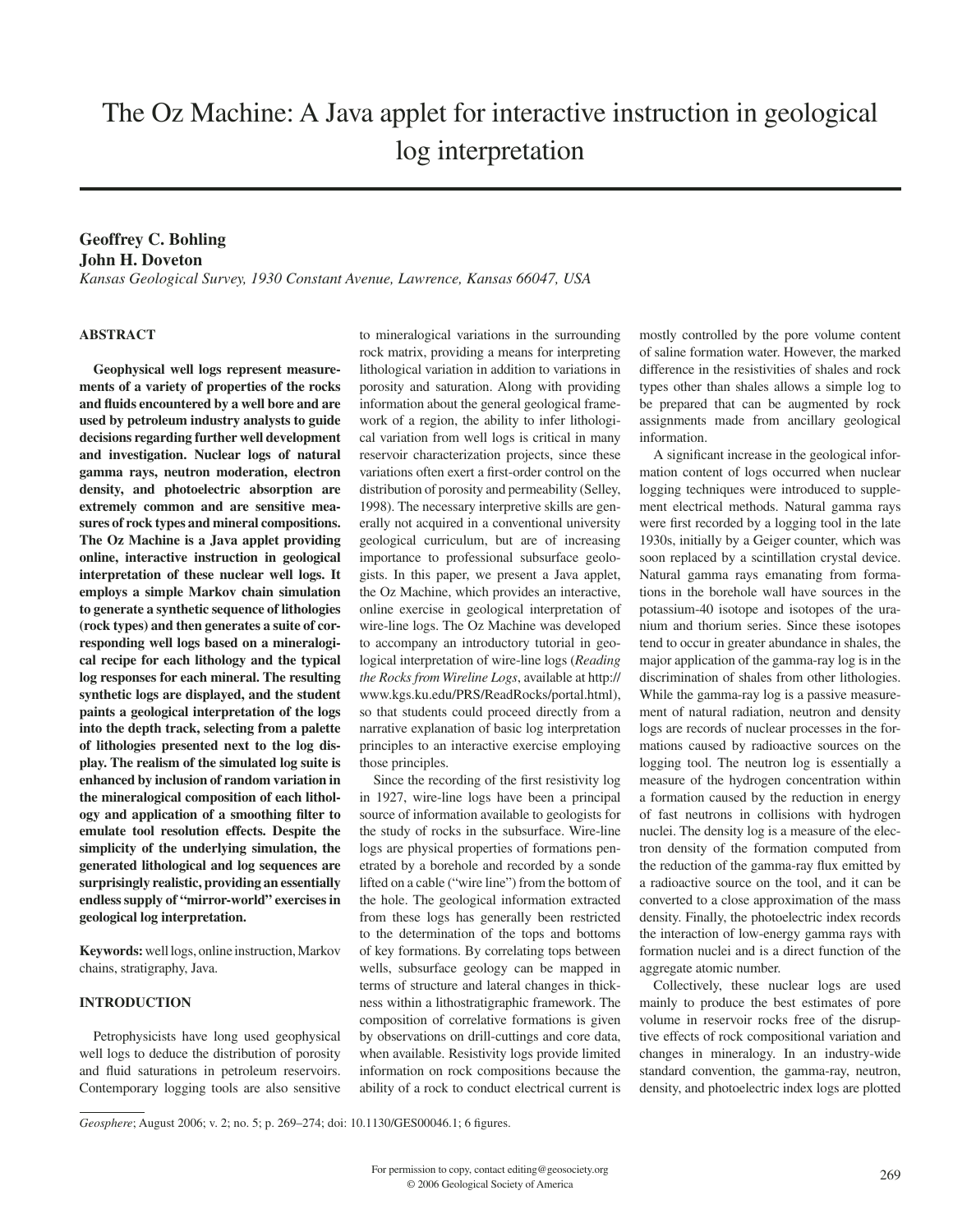# The Oz Machine: A Java applet for interactive instruction in geological log interpretation

**Geoffrey C. Bohling**
**John H. Doveton**
*Kansas Geological Survey, 1930 Constant Avenue, Lawrence, Kansas 66047, USA*

## ABSTRACT

**Geophysical well logs represent measurements of a variety of properties of the rocks and fluids encountered by a well bore and are used by petroleum industry analysts to guide decisions regarding further well development and investigation. Nuclear logs of natural gamma rays, neutron moderation, electron density, and photoelectric absorption are extremely common and are sensitive measures of rock types and mineral compositions. The Oz Machine is a Java applet providing online, interactive instruction in geological interpretation of these nuclear well logs. It employs a simple Markov chain simulation to generate a synthetic sequence of lithologies (rock types) and then generates a suite of corresponding well logs based on a mineralogical recipe for each lithology and the typical log responses for each mineral. The resulting synthetic logs are displayed, and the student paints a geological interpretation of the logs into the depth track, selecting from a palette of lithologies presented next to the log display. The realism of the simulated log suite is enhanced by inclusion of random variation in the mineralogical composition of each lithology and application of a smoothing filter to emulate tool resolution effects. Despite the simplicity of the underlying simulation, the generated lithological and log sequences are surprisingly realistic, providing an essentially endless supply of "mirror-world" exercises in geological log interpretation.**

**Keywords:** well logs, online instruction, Markov chains, stratigraphy, Java.

## INTRODUCTION

Petrophysicists have long used geophysical well logs to deduce the distribution of porosity and fluid saturations in petroleum reservoirs. Contemporary logging tools are also sensitive to mineralogical variations in the surrounding rock matrix, providing a means for interpreting lithological variation in addition to variations in porosity and saturation. Along with providing information about the general geological framework of a region, the ability to infer lithological variation from well logs is critical in many reservoir characterization projects, since these variations often exert a first-order control on the distribution of porosity and permeability (Selley, 1998). The necessary interpretive skills are generally not acquired in a conventional university geological curriculum, but are of increasing importance to professional subsurface geologists. In this paper, we present a Java applet, the Oz Machine, which provides an interactive, online exercise in geological interpretation of wire-line logs. The Oz Machine was developed to accompany an introductory tutorial in geological interpretation of wire-line logs (*Reading the Rocks from Wireline Logs*, available at http://www.kgs.ku.edu/PRS/ReadRocks/portal.html), so that students could proceed directly from a narrative explanation of basic log interpretation principles to an interactive exercise employing those principles.

Since the recording of the first resistivity log in 1927, wire-line logs have been a principal source of information available to geologists for the study of rocks in the subsurface. Wire-line logs are physical properties of formations penetrated by a borehole and recorded by a sonde lifted on a cable ("wire line") from the bottom of the hole. The geological information extracted from these logs has generally been restricted to the determination of the tops and bottoms of key formations. By correlating tops between wells, subsurface geology can be mapped in terms of structure and lateral changes in thickness within a lithostratigraphic framework. The composition of correlative formations is given by observations on drill-cuttings and core data, when available. Resistivity logs provide limited information on rock compositions because the ability of a rock to conduct electrical current is mostly controlled by the pore volume content of saline formation water. However, the marked difference in the resistivities of shales and rock types other than shales allows a simple log to be prepared that can be augmented by rock assignments made from ancillary geological information.

A significant increase in the geological information content of logs occurred when nuclear logging techniques were introduced to supplement electrical methods. Natural gamma rays were first recorded by a logging tool in the late 1930s, initially by a Geiger counter, which was soon replaced by a scintillation crystal device. Natural gamma rays emanating from formations in the borehole wall have sources in the potassium-40 isotope and isotopes of the uranium and thorium series. Since these isotopes tend to occur in greater abundance in shales, the major application of the gamma-ray log is in the discrimination of shales from other lithologies. While the gamma-ray log is a passive measurement of natural radiation, neutron and density logs are records of nuclear processes in the formations caused by radioactive sources on the logging tool. The neutron log is essentially a measure of the hydrogen concentration within a formation caused by the reduction in energy of fast neutrons in collisions with hydrogen nuclei. The density log is a measure of the electron density of the formation computed from the reduction of the gamma-ray flux emitted by a radioactive source on the tool, and it can be converted to a close approximation of the mass density. Finally, the photoelectric index records the interaction of low-energy gamma rays with formation nuclei and is a direct function of the aggregate atomic number.

Collectively, these nuclear logs are used mainly to produce the best estimates of pore volume in reservoir rocks free of the disruptive effects of rock compositional variation and changes in mineralogy. In an industry-wide standard convention, the gamma-ray, neutron, density, and photoelectric index logs are plotted

---

*Geosphere*; August 2006; v. 2; no. 5; p. 269–274; doi: 10.1130/GES00046.1; 6 figures.

For permission to copy, contact editing@geosociety.org
© 2006 Geological Society of America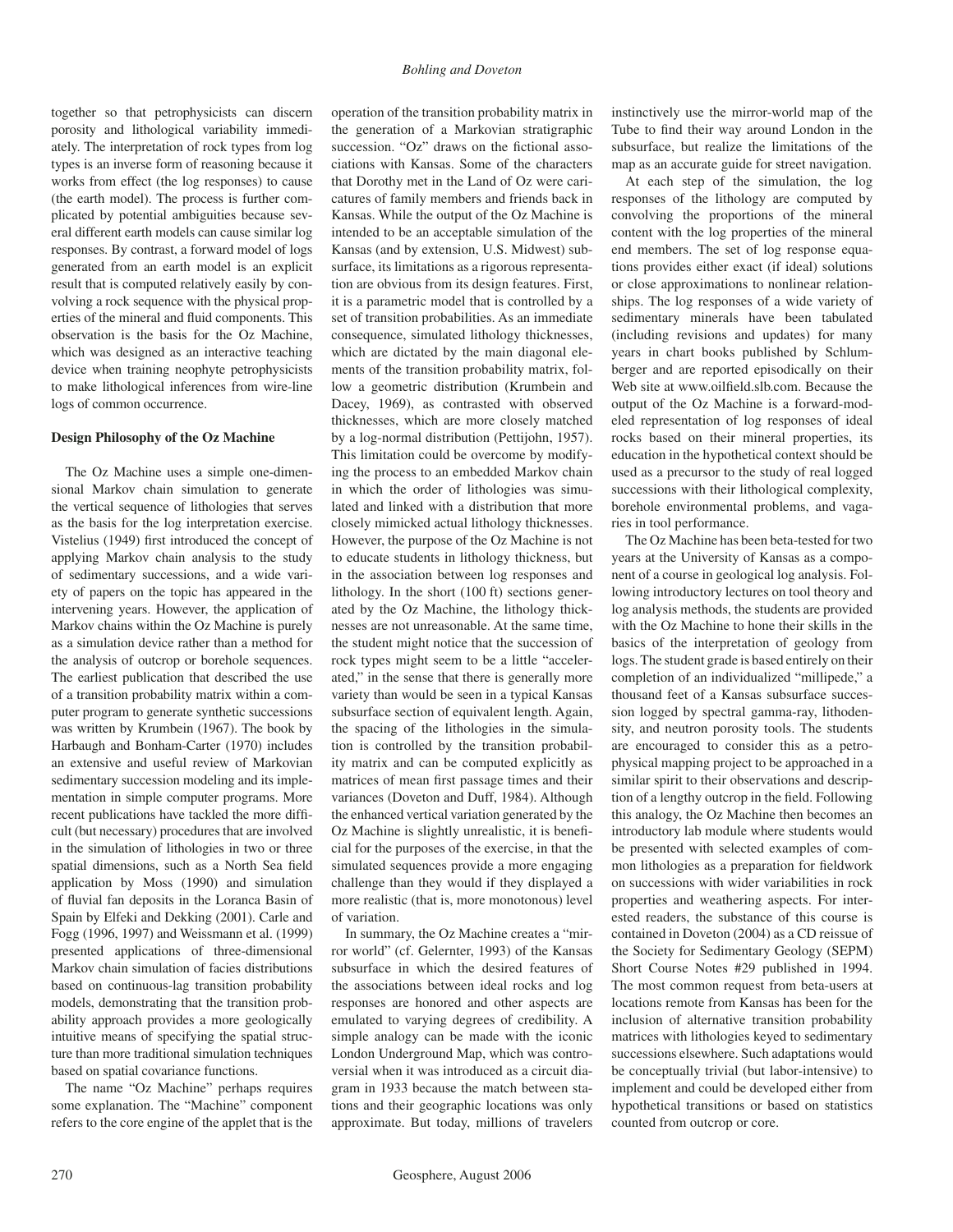together so that petrophysicists can discern porosity and lithological variability immediately. The interpretation of rock types from log types is an inverse form of reasoning because it works from effect (the log responses) to cause (the earth model). The process is further complicated by potential ambiguities because several different earth models can cause similar log responses. By contrast, a forward model of logs generated from an earth model is an explicit result that is computed relatively easily by convolving a rock sequence with the physical properties of the mineral and fluid components. This observation is the basis for the Oz Machine, which was designed as an interactive teaching device when training neophyte petrophysicists to make lithological inferences from wire-line logs of common occurrence.

### Design Philosophy of the Oz Machine

The Oz Machine uses a simple one-dimensional Markov chain simulation to generate the vertical sequence of lithologies that serves as the basis for the log interpretation exercise. Vistelius (1949) first introduced the concept of applying Markov chain analysis to the study of sedimentary successions, and a wide variety of papers on the topic has appeared in the intervening years. However, the application of Markov chains within the Oz Machine is purely as a simulation device rather than a method for the analysis of outcrop or borehole sequences. The earliest publication that described the use of a transition probability matrix within a computer program to generate synthetic successions was written by Krumbein (1967). The book by Harbaugh and Bonham-Carter (1970) includes an extensive and useful review of Markovian sedimentary succession modeling and its implementation in simple computer programs. More recent publications have tackled the more difficult (but necessary) procedures that are involved in the simulation of lithologies in two or three spatial dimensions, such as a North Sea field application by Moss (1990) and simulation of fluvial fan deposits in the Loranca Basin of Spain by Elfeki and Dekking (2001). Carle and Fogg (1996, 1997) and Weissmann et al. (1999) presented applications of three-dimensional Markov chain simulation of facies distributions based on continuous-lag transition probability models, demonstrating that the transition probability approach provides a more geologically intuitive means of specifying the spatial structure than more traditional simulation techniques based on spatial covariance functions.

The name "Oz Machine" perhaps requires some explanation. The "Machine" component refers to the core engine of the applet that is the operation of the transition probability matrix in the generation of a Markovian stratigraphic succession. "Oz" draws on the fictional associations with Kansas. Some of the characters that Dorothy met in the Land of Oz were caricatures of family members and friends back in Kansas. While the output of the Oz Machine is intended to be an acceptable simulation of the Kansas (and by extension, U.S. Midwest) subsurface, its limitations as a rigorous representation are obvious from its design features. First, it is a parametric model that is controlled by a set of transition probabilities. As an immediate consequence, simulated lithology thicknesses, which are dictated by the main diagonal elements of the transition probability matrix, follow a geometric distribution (Krumbein and Dacey, 1969), as contrasted with observed thicknesses, which are more closely matched by a log-normal distribution (Pettijohn, 1957). This limitation could be overcome by modifying the process to an embedded Markov chain in which the order of lithologies was simulated and linked with a distribution that more closely mimicked actual lithology thicknesses. However, the purpose of the Oz Machine is not to educate students in lithology thickness, but in the association between log responses and lithology. In the short (100 ft) sections generated by the Oz Machine, the lithology thicknesses are not unreasonable. At the same time, the student might notice that the succession of rock types might seem to be a little "accelerated," in the sense that there is generally more variety than would be seen in a typical Kansas subsurface section of equivalent length. Again, the spacing of the lithologies in the simulation is controlled by the transition probability matrix and can be computed explicitly as matrices of mean first passage times and their variances (Doveton and Duff, 1984). Although the enhanced vertical variation generated by the Oz Machine is slightly unrealistic, it is beneficial for the purposes of the exercise, in that the simulated sequences provide a more engaging challenge than they would if they displayed a more realistic (that is, more monotonous) level of variation.

In summary, the Oz Machine creates a "mirror world" (cf. Gelernter, 1993) of the Kansas subsurface in which the desired features of the associations between ideal rocks and log responses are honored and other aspects are emulated to varying degrees of credibility. A simple analogy can be made with the iconic London Underground Map, which was controversial when it was introduced as a circuit diagram in 1933 because the match between stations and their geographic locations was only approximate. But today, millions of travelers instinctively use the mirror-world map of the Tube to find their way around London in the subsurface, but realize the limitations of the map as an accurate guide for street navigation.

At each step of the simulation, the log responses of the lithology are computed by convolving the proportions of the mineral content with the log properties of the mineral end members. The set of log response equations provides either exact (if ideal) solutions or close approximations to nonlinear relationships. The log responses of a wide variety of sedimentary minerals have been tabulated (including revisions and updates) for many years in chart books published by Schlumberger and are reported episodically on their Web site at www.oilfield.slb.com. Because the output of the Oz Machine is a forward-modeled representation of log responses of ideal rocks based on their mineral properties, its education in the hypothetical context should be used as a precursor to the study of real logged successions with their lithological complexity, borehole environmental problems, and vagaries in tool performance.

The Oz Machine has been beta-tested for two years at the University of Kansas as a component of a course in geological log analysis. Following introductory lectures on tool theory and log analysis methods, the students are provided with the Oz Machine to hone their skills in the basics of the interpretation of geology from logs. The student grade is based entirely on their completion of an individualized "millipede," a thousand feet of a Kansas subsurface succession logged by spectral gamma-ray, lithodensity, and neutron porosity tools. The students are encouraged to consider this as a petrophysical mapping project to be approached in a similar spirit to their observations and description of a lengthy outcrop in the field. Following this analogy, the Oz Machine then becomes an introductory lab module where students would be presented with selected examples of common lithologies as a preparation for fieldwork on successions with wider variabilities in rock properties and weathering aspects. For interested readers, the substance of this course is contained in Doveton (2004) as a CD reissue of the Society for Sedimentary Geology (SEPM) Short Course Notes #29 published in 1994. The most common request from beta-users at locations remote from Kansas has been for the inclusion of alternative transition probability matrices with lithologies keyed to sedimentary successions elsewhere. Such adaptations would be conceptually trivial (but labor-intensive) to implement and could be developed either from hypothetical transitions or based on statistics counted from outcrop or core.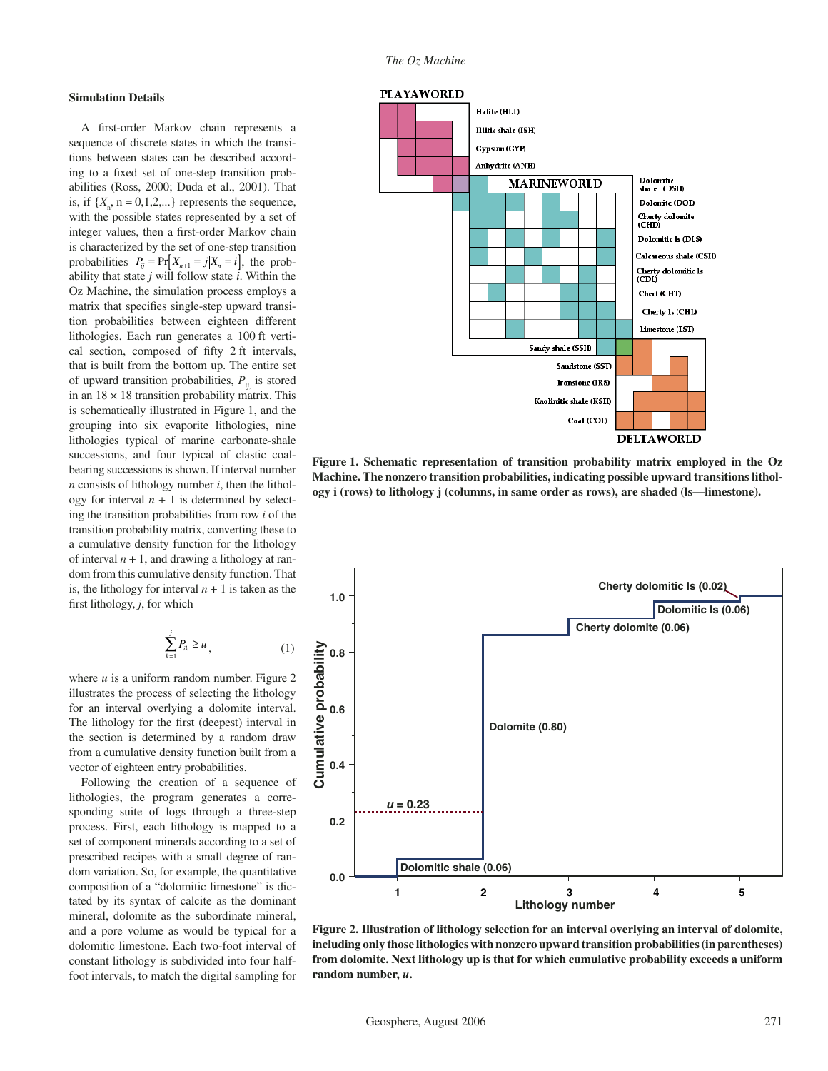### Simulation Details

A first-order Markov chain represents a sequence of discrete states in which the transitions between states can be described according to a fixed set of one-step transition probabilities (Ross, 2000; Duda et al., 2001). That is, if $\{X_n, n = 0,1,2,...\}$ represents the sequence, with the possible states represented by a set of integer values, then a first-order Markov chain is characterized by the set of one-step transition probabilities $P_{ij} = \Pr\left[X_{n+1} = j | X_n = i\right]$, the probability that state $j$ will follow state $i$. Within the Oz Machine, the simulation process employs a matrix that specifies single-step upward transition probabilities between eighteen different lithologies. Each run generates a 100 ft vertical section, composed of fifty 2 ft intervals, that is built from the bottom up. The entire set of upward transition probabilities, $P_{ij}$ is stored in an 18 × 18 transition probability matrix. This is schematically illustrated in Figure 1, and the grouping into six evaporite lithologies, nine lithologies typical of marine carbonate-shale successions, and four typical of clastic coal-bearing successions is shown. If interval number $n$ consists of lithology number $i$, then the lithology for interval $n + 1$ is determined by selecting the transition probabilities from row $i$ of the transition probability matrix, converting these to a cumulative density function for the lithology of interval $n + 1$, and drawing a lithology at random from this cumulative density function. That is, the lithology for interval $n + 1$ is taken as the first lithology, $j$, for which

$$\sum_{k=1}^{j} P_{ik} \geq u, \tag{1}$$

where $u$ is a uniform random number. Figure 2 illustrates the process of selecting the lithology for an interval overlying a dolomite interval. The lithology for the first (deepest) interval in the section is determined by a random draw from a cumulative density function built from a vector of eighteen entry probabilities.

Following the creation of a sequence of lithologies, the program generates a corresponding suite of logs through a three-step process. First, each lithology is mapped to a set of component minerals according to a set of prescribed recipes with a small degree of random variation. So, for example, the quantitative composition of a "dolomitic limestone" is dictated by its syntax of calcite as the dominant mineral, dolomite as the subordinate mineral, and a pore volume as would be typical for a dolomitic limestone. Each two-foot interval of constant lithology is subdivided into four half-foot intervals, to match the digital sampling for

**Figure 1. Schematic representation of transition probability matrix employed in the Oz Machine. The nonzero transition probabilities, indicating possible upward transitions lithology i (rows) to lithology j (columns, in same order as rows), are shaded (ls—limestone).**

**Figure 2. Illustration of lithology selection for an interval overlying an interval of dolomite, including only those lithologies with nonzero upward transition probabilities (in parentheses) from dolomite. Next lithology up is that for which cumulative probability exceeds a uniform random number, *u*.**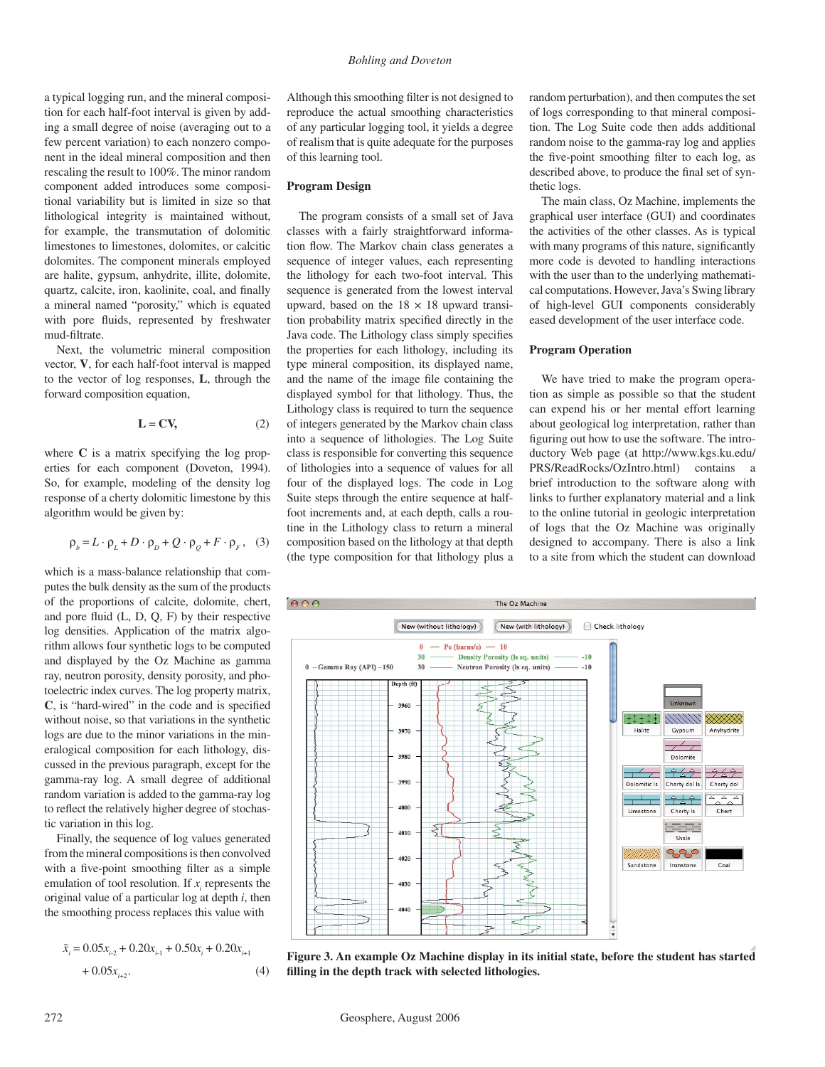a typical logging run, and the mineral composition for each half-foot interval is given by adding a small degree of noise (averaging out to a few percent variation) to each nonzero component in the ideal mineral composition and then rescaling the result to 100%. The minor random component added introduces some compositional variability but is limited in size so that lithological integrity is maintained without, for example, the transmutation of dolomitic limestones to limestones, dolomites, or calcitic dolomites. The component minerals employed are halite, gypsum, anhydrite, illite, dolomite, quartz, calcite, iron, kaolinite, coal, and finally a mineral named "porosity," which is equated with pore fluids, represented by freshwater mud-filtrate.

Next, the volumetric mineral composition vector, **V**, for each half-foot interval is mapped to the vector of log responses, **L**, through the forward composition equation,

$$\mathbf{L} = \mathbf{CV}, \tag{2}$$

where **C** is a matrix specifying the log properties for each component (Doveton, 1994). So, for example, modeling of the density log response of a cherty dolomitic limestone by this algorithm would be given by:

$$\rho_b = L \cdot \rho_L + D \cdot \rho_D + Q \cdot \rho_Q + F \cdot \rho_F, \tag{3}$$

which is a mass-balance relationship that computes the bulk density as the sum of the products of the proportions of calcite, dolomite, chert, and pore fluid (L, D, Q, F) by their respective log densities. Application of the matrix algorithm allows four synthetic logs to be computed and displayed by the Oz Machine as gamma ray, neutron porosity, density porosity, and photoelectric index curves. The log property matrix, **C**, is "hard-wired" in the code and is specified without noise, so that variations in the synthetic logs are due to the minor variations in the mineralogical composition for each lithology, discussed in the previous paragraph, except for the gamma-ray log. A small degree of additional random variation is added to the gamma-ray log to reflect the relatively higher degree of stochastic variation in this log.

Finally, the sequence of log values generated from the mineral compositions is then convolved with a five-point smoothing filter as a simple emulation of tool resolution. If $x_i$ represents the original value of a particular log at depth $i$, then the smoothing process replaces this value with

$$\tilde{x}_i = 0.05x_{i-2} + 0.20x_{i-1} + 0.50x_i + 0.20x_{i+1} + 0.05x_{i+2}. \tag{4}$$

Although this smoothing filter is not designed to reproduce the actual smoothing characteristics of any particular logging tool, it yields a degree of realism that is quite adequate for the purposes of this learning tool.

## Program Design

The program consists of a small set of Java classes with a fairly straightforward information flow. The Markov chain class generates a sequence of integer values, each representing the lithology for each two-foot interval. This sequence is generated from the lowest interval upward, based on the 18 × 18 upward transition probability matrix specified directly in the Java code. The Lithology class simply specifies the properties for each lithology, including its type mineral composition, its displayed name, and the name of the image file containing the displayed symbol for that lithology. Thus, the Lithology class is required to turn the sequence of integers generated by the Markov chain class into a sequence of lithologies. The Log Suite class is responsible for converting this sequence of lithologies into a sequence of values for all four of the displayed logs. The code in Log Suite steps through the entire sequence at half-foot increments and, at each depth, calls a routine in the Lithology class to return a mineral composition based on the lithology at that depth (the type composition for that lithology plus a random perturbation), and then computes the set of logs corresponding to that mineral composition. The Log Suite code then adds additional random noise to the gamma-ray log and applies the five-point smoothing filter to each log, as described above, to produce the final set of synthetic logs.

The main class, Oz Machine, implements the graphical user interface (GUI) and coordinates the activities of the other classes. As is typical with many programs of this nature, significantly more code is devoted to handling interactions with the user than to the underlying mathematical computations. However, Java's Swing library of high-level GUI components considerably eased development of the user interface code.

## Program Operation

We have tried to make the program operation as simple as possible so that the student can expend his or her mental effort learning about geological log interpretation, rather than figuring out how to use the software. The introductory Web page (at http://www.kgs.ku.edu/PRS/ReadRocks/OzIntro.html) contains a brief introduction to the software along with links to further explanatory material and a link to the online tutorial in geologic interpretation of logs that the Oz Machine was originally designed to accompany. There is also a link to a site from which the student can download

**Figure 3. An example Oz Machine display in its initial state, before the student has started filling in the depth track with selected lithologies.**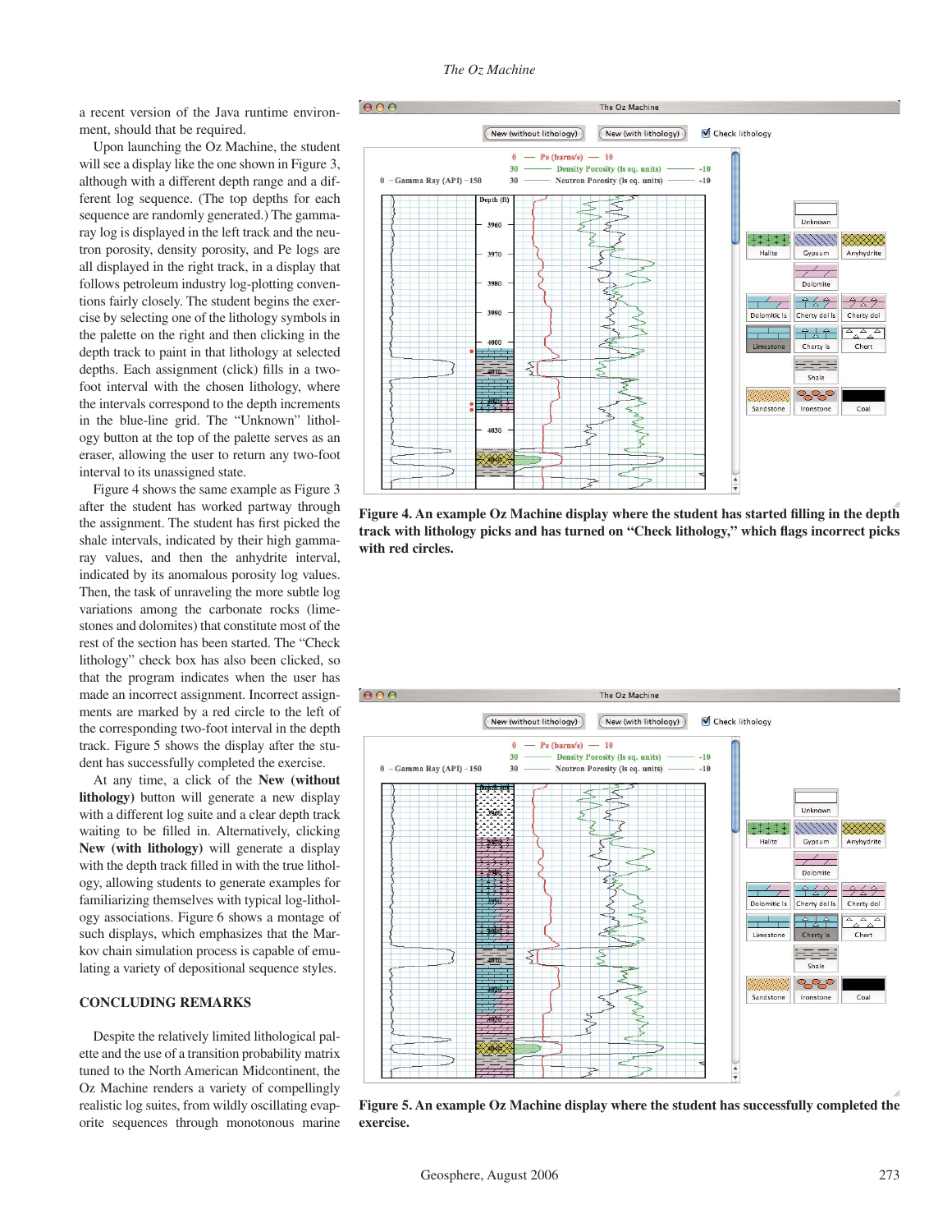a recent version of the Java runtime environment, should that be required.

Upon launching the Oz Machine, the student will see a display like the one shown in Figure 3, although with a different depth range and a different log sequence. (The top depths for each sequence are randomly generated.) The gamma-ray log is displayed in the left track and the neutron porosity, density porosity, and Pe logs are all displayed in the right track, in a display that follows petroleum industry log-plotting conventions fairly closely. The student begins the exercise by selecting one of the lithology symbols in the palette on the right and then clicking in the depth track to paint in that lithology at selected depths. Each assignment (click) fills in a two-foot interval with the chosen lithology, where the intervals correspond to the depth increments in the blue-line grid. The "Unknown" lithology button at the top of the palette serves as an eraser, allowing the user to return any two-foot interval to its unassigned state.

Figure 4 shows the same example as Figure 3 after the student has worked partway through the assignment. The student has first picked the shale intervals, indicated by their high gamma-ray values, and then the anhydrite interval, indicated by its anomalous porosity log values. Then, the task of unraveling the more subtle log variations among the carbonate rocks (limestones and dolomites) that constitute most of the rest of the section has been started. The "Check lithology" check box has also been clicked, so that the program indicates when the user has made an incorrect assignment. Incorrect assignments are marked by a red circle to the left of the corresponding two-foot interval in the depth track. Figure 5 shows the display after the student has successfully completed the exercise.

At any time, a click of the **New (without lithology)** button will generate a new display with a different log suite and a clear depth track waiting to be filled in. Alternatively, clicking **New (with lithology)** will generate a display with the depth track filled in with the true lithology, allowing students to generate examples for familiarizing themselves with typical log-lithology associations. Figure 6 shows a montage of such displays, which emphasizes that the Markov chain simulation process is capable of emulating a variety of depositional sequence styles.

## CONCLUDING REMARKS

Despite the relatively limited lithological palette and the use of a transition probability matrix tuned to the North American Midcontinent, the Oz Machine renders a variety of compellingly realistic log suites, from wildly oscillating evaporite sequences through monotonous marine

**Figure 4. An example Oz Machine display where the student has started filling in the depth track with lithology picks and has turned on "Check lithology," which flags incorrect picks with red circles.**

**Figure 5. An example Oz Machine display where the student has successfully completed the exercise.**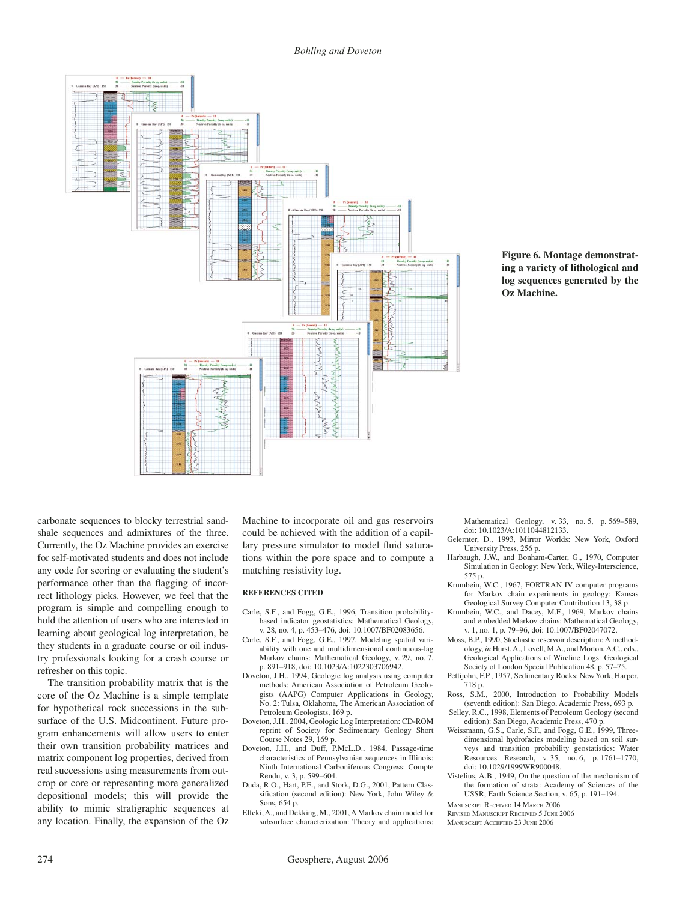**Figure 6. Montage demonstrating a variety of lithological and log sequences generated by the Oz Machine.**

carbonate sequences to blocky terrestrial sand-shale sequences and admixtures of the three. Currently, the Oz Machine provides an exercise for self-motivated students and does not include any code for scoring or evaluating the student's performance other than the flagging of incorrect lithology picks. However, we feel that the program is simple and compelling enough to hold the attention of users who are interested in learning about geological log interpretation, be they students in a graduate course or oil industry professionals looking for a crash course or refresher on this topic.

The transition probability matrix that is the core of the Oz Machine is a simple template for hypothetical rock sequences in the subsurface of the U.S. Midcontinent. Future program enhancements will allow users to enter their own transition probability matrices and matrix component log properties, derived from real successions using measurements from outcrop or core or representing more generalized depositional models; this will provide the ability to mimic stratigraphic sequences at any location. Finally, the expansion of the Oz Machine to incorporate oil and gas reservoirs could be achieved with the addition of a capillary pressure simulator to model fluid saturations within the pore space and to compute a matching resistivity log.

## REFERENCES CITED

Carle, S.F., and Fogg, G.E., 1996, Transition probability-based indicator geostatistics: Mathematical Geology, v. 28, no. 4, p. 453–476, doi: 10.1007/BF02083656.

Carle, S.F., and Fogg, G.E., 1997, Modeling spatial variability with one and multidimensional continuous-lag Markov chains: Mathematical Geology, v. 29, no. 7, p. 891–918, doi: 10.1023/A:1022303706942.

Doveton, J.H., 1994, Geologic log analysis using computer methods: American Association of Petroleum Geologists (AAPG) Computer Applications in Geology, No. 2: Tulsa, Oklahoma, The American Association of Petroleum Geologists, 169 p.

Doveton, J.H., 2004, Geologic Log Interpretation: CD-ROM reprint of Society for Sedimentary Geology Short Course Notes 29, 169 p.

Doveton, J.H., and Duff, P.McL.D., 1984, Passage-time characteristics of Pennsylvanian sequences in Illinois: Ninth International Carboniferous Congress: Compte Rendu, v. 3, p. 599–604.

Duda, R.O., Hart, P.E., and Stork, D.G., 2001, Pattern Classification (second edition): New York, John Wiley & Sons, 654 p.

Elfeki, A., and Dekking, M., 2001, A Markov chain model for subsurface characterization: Theory and applications: Mathematical Geology, v. 33, no. 5, p. 569–589, doi: 10.1023/A:1011044812133.

Gelernter, D., 1993, Mirror Worlds: New York, Oxford University Press, 256 p.

Harbaugh, J.W., and Bonham-Carter, G., 1970, Computer Simulation in Geology: New York, Wiley-Interscience, 575 p.

Krumbein, W.C., 1967, FORTRAN IV computer programs for Markov chain experiments in geology: Kansas Geological Survey Computer Contribution 13, 38 p.

Krumbein, W.C., and Dacey, M.F., 1969, Markov chains and embedded Markov chains: Mathematical Geology, v. 1, no. 1, p. 79–96, doi: 10.1007/BF02047072.

Moss, B.P., 1990, Stochastic reservoir description: A methodology, *in* Hurst, A., Lovell, M.A., and Morton, A.C., eds., Geological Applications of Wireline Logs: Geological Society of London Special Publication 48, p. 57–75.

Pettijohn, F.P., 1957, Sedimentary Rocks: New York, Harper, 718 p.

Ross, S.M., 2000, Introduction to Probability Models (seventh edition): San Diego, Academic Press, 693 p.

Selley, R.C., 1998, Elements of Petroleum Geology (second edition): San Diego, Academic Press, 470 p.

Weissmann, G.S., Carle, S.F., and Fogg, G.E., 1999, Three-dimensional hydrofacies modeling based on soil surveys and transition probability geostatistics: Water Resources Research, v. 35, no. 6, p. 1761–1770, doi: 10.1029/1999WR900048.

Vistelius, A.B., 1949, On the question of the mechanism of the formation of strata: Academy of Sciences of the USSR, Earth Science Section, v. 65, p. 191–194.

Manuscript Received 14 March 2006
Revised Manuscript Received 5 June 2006
Manuscript Accepted 23 June 2006